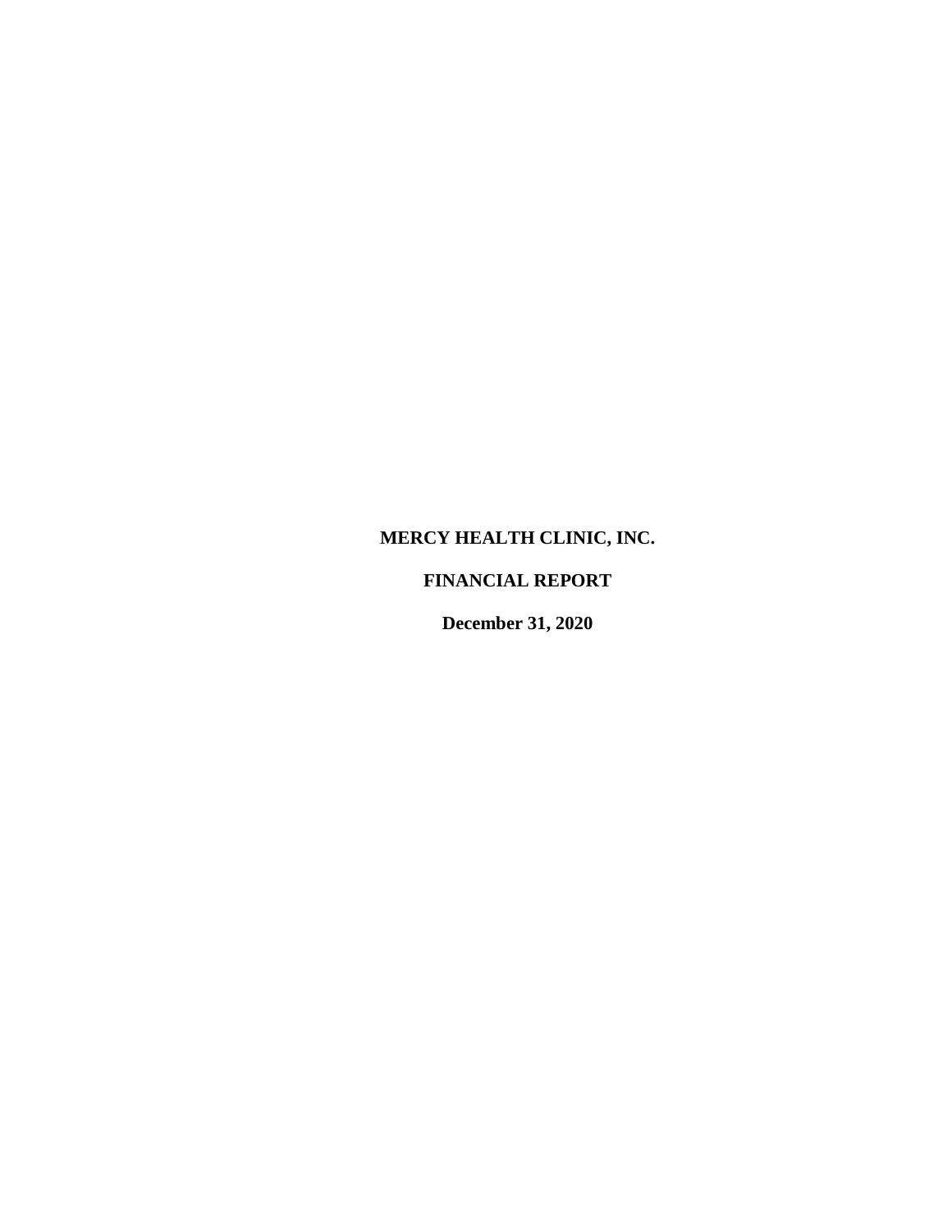# MERCY HEALTH CLINIC, INC.

## FINANCIAL REPORT

### December 31, 2020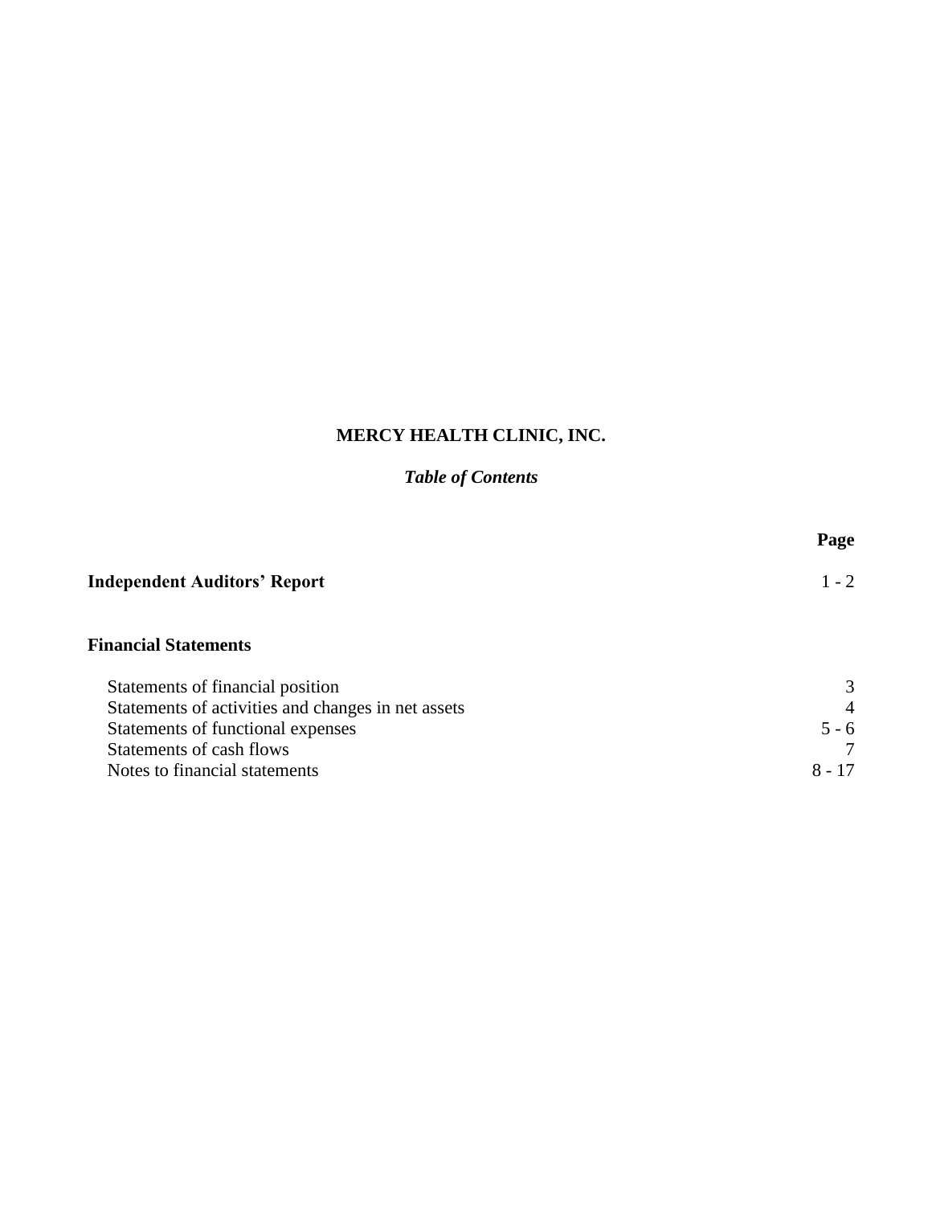# MERCY HEALTH CLINIC, INC.

## *Table of Contents*

| | Page |
|---|---|
| **Independent Auditors' Report** | 1 - 2 |
| **Financial Statements** | |
| Statements of financial position | 3 |
| Statements of activities and changes in net assets | 4 |
| Statements of functional expenses | 5 - 6 |
| Statements of cash flows | 7 |
| Notes to financial statements | 8 - 17 |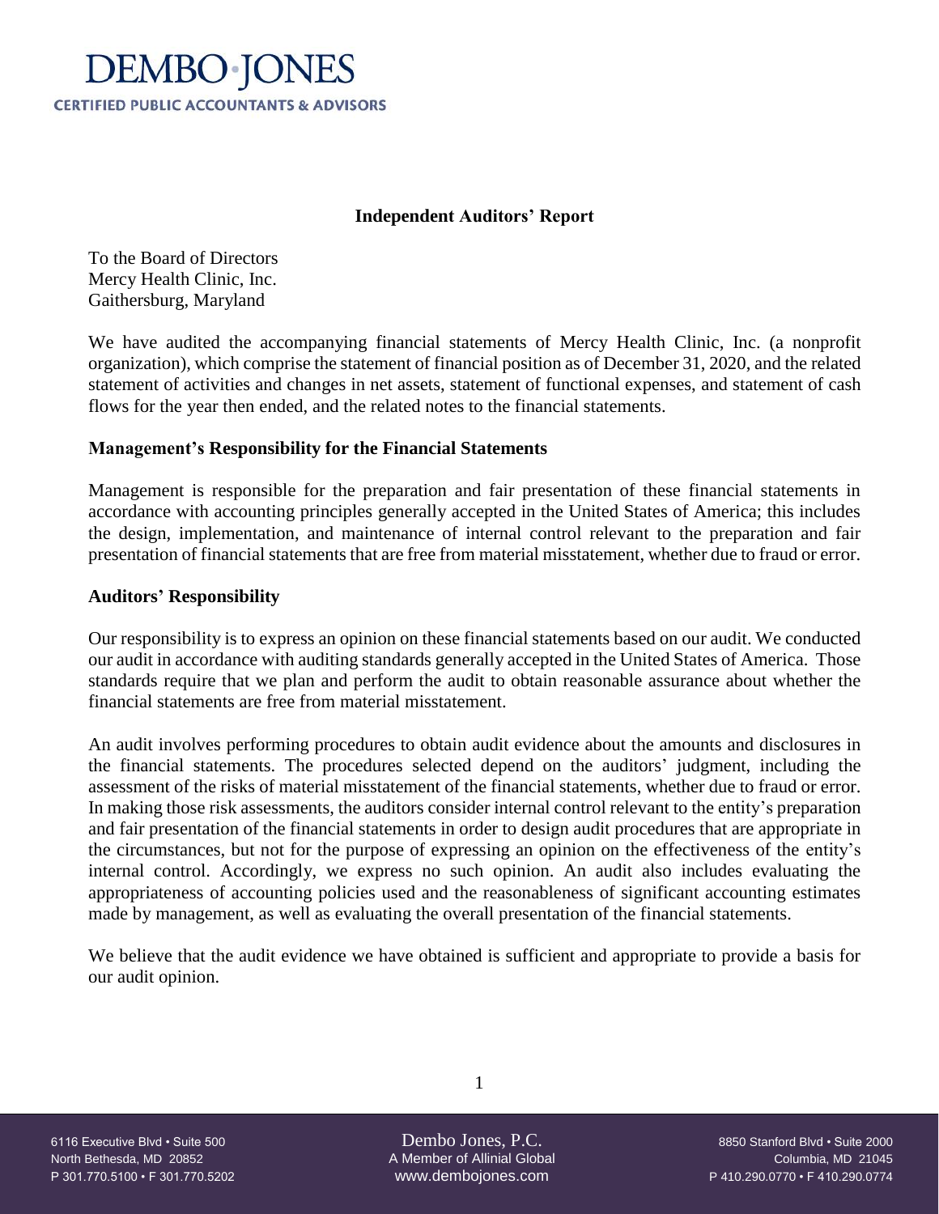# DEMBO·JONES

**CERTIFIED PUBLIC ACCOUNTANTS & ADVISORS**

## Independent Auditors' Report

To the Board of Directors
Mercy Health Clinic, Inc.
Gaithersburg, Maryland

We have audited the accompanying financial statements of Mercy Health Clinic, Inc. (a nonprofit organization), which comprise the statement of financial position as of December 31, 2020, and the related statement of activities and changes in net assets, statement of functional expenses, and statement of cash flows for the year then ended, and the related notes to the financial statements.

### Management's Responsibility for the Financial Statements

Management is responsible for the preparation and fair presentation of these financial statements in accordance with accounting principles generally accepted in the United States of America; this includes the design, implementation, and maintenance of internal control relevant to the preparation and fair presentation of financial statements that are free from material misstatement, whether due to fraud or error.

### Auditors' Responsibility

Our responsibility is to express an opinion on these financial statements based on our audit. We conducted our audit in accordance with auditing standards generally accepted in the United States of America. Those standards require that we plan and perform the audit to obtain reasonable assurance about whether the financial statements are free from material misstatement.

An audit involves performing procedures to obtain audit evidence about the amounts and disclosures in the financial statements. The procedures selected depend on the auditors' judgment, including the assessment of the risks of material misstatement of the financial statements, whether due to fraud or error. In making those risk assessments, the auditors consider internal control relevant to the entity's preparation and fair presentation of the financial statements in order to design audit procedures that are appropriate in the circumstances, but not for the purpose of expressing an opinion on the effectiveness of the entity's internal control. Accordingly, we express no such opinion. An audit also includes evaluating the appropriateness of accounting policies used and the reasonableness of significant accounting estimates made by management, as well as evaluating the overall presentation of the financial statements.

We believe that the audit evidence we have obtained is sufficient and appropriate to provide a basis for our audit opinion.

6116 Executive Blvd • Suite 500
North Bethesda, MD 20852
P 301.770.5100 • F 301.770.5202

Dembo Jones, P.C.
A Member of Allinial Global
www.dembojones.com

8850 Stanford Blvd • Suite 2000
Columbia, MD 21045
P 410.290.0770 • F 410.290.0774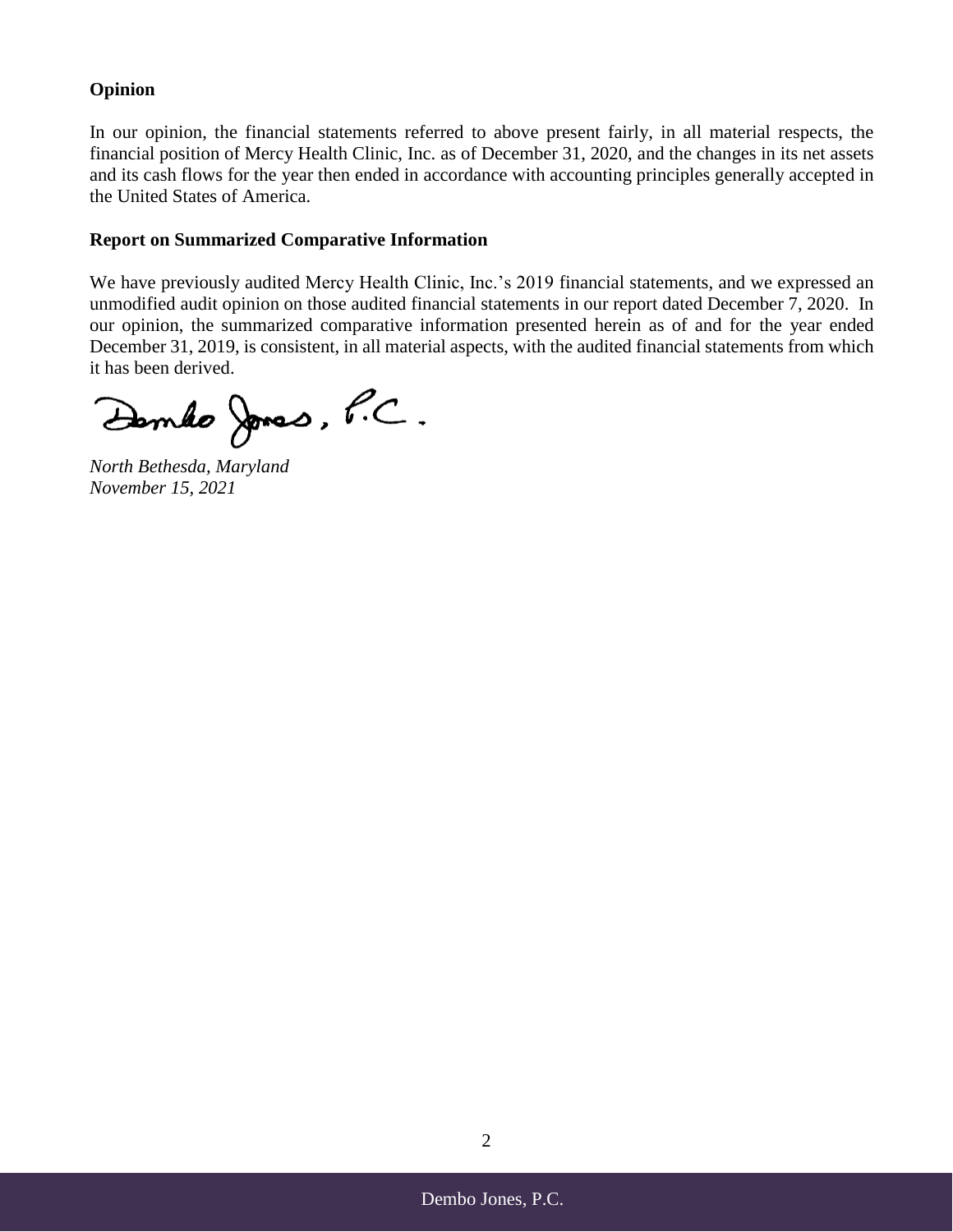### Opinion

In our opinion, the financial statements referred to above present fairly, in all material respects, the financial position of Mercy Health Clinic, Inc. as of December 31, 2020, and the changes in its net assets and its cash flows for the year then ended in accordance with accounting principles generally accepted in the United States of America.

### Report on Summarized Comparative Information

We have previously audited Mercy Health Clinic, Inc.'s 2019 financial statements, and we expressed an unmodified audit opinion on those audited financial statements in our report dated December 7, 2020. In our opinion, the summarized comparative information presented herein as of and for the year ended December 31, 2019, is consistent, in all material aspects, with the audited financial statements from which it has been derived.

Dembo Jones, P.C.

*North Bethesda, Maryland*
*November 15, 2021*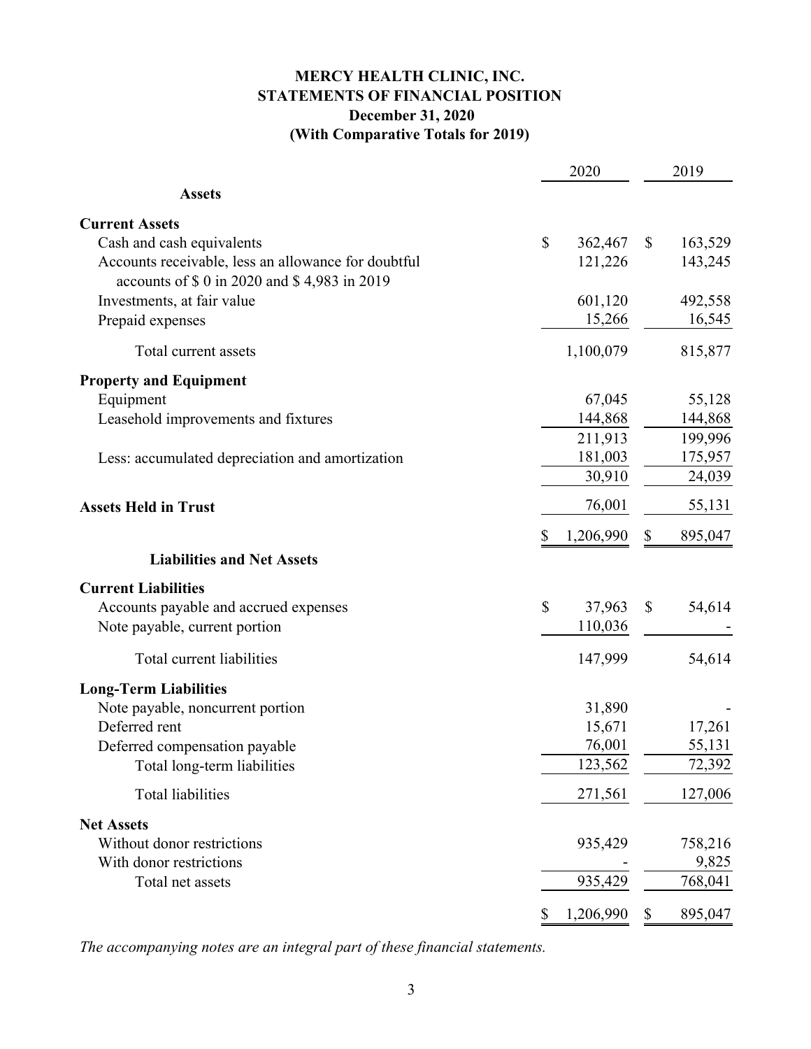# MERCY HEALTH CLINIC, INC.
## STATEMENTS OF FINANCIAL POSITION
### December 31, 2020
### (With Comparative Totals for 2019)

| | 2020 | 2019 |
|---|---|---|
| **Assets** | | |
| **Current Assets** | | |
| Cash and cash equivalents | $ 362,467 | $ 163,529 |
| Accounts receivable, less an allowance for doubtful accounts of $ 0 in 2020 and $ 4,983 in 2019 | 121,226 | 143,245 |
| Investments, at fair value | 601,120 | 492,558 |
| Prepaid expenses | 15,266 | 16,545 |
| Total current assets | 1,100,079 | 815,877 |
| **Property and Equipment** | | |
| Equipment | 67,045 | 55,128 |
| Leasehold improvements and fixtures | 144,868 | 144,868 |
| | 211,913 | 199,996 |
| Less: accumulated depreciation and amortization | 181,003 | 175,957 |
| | 30,910 | 24,039 |
| **Assets Held in Trust** | 76,001 | 55,131 |
| | $ 1,206,990 | $ 895,047 |
| **Liabilities and Net Assets** | | |
| **Current Liabilities** | | |
| Accounts payable and accrued expenses | $ 37,963 | $ 54,614 |
| Note payable, current portion | 110,036 | - |
| Total current liabilities | 147,999 | 54,614 |
| **Long-Term Liabilities** | | |
| Note payable, noncurrent portion | 31,890 | - |
| Deferred rent | 15,671 | 17,261 |
| Deferred compensation payable | 76,001 | 55,131 |
| Total long-term liabilities | 123,562 | 72,392 |
| Total liabilities | 271,561 | 127,006 |
| **Net Assets** | | |
| Without donor restrictions | 935,429 | 758,216 |
| With donor restrictions | - | 9,825 |
| Total net assets | 935,429 | 768,041 |
| | $ 1,206,990 | $ 895,047 |

*The accompanying notes are an integral part of these financial statements.*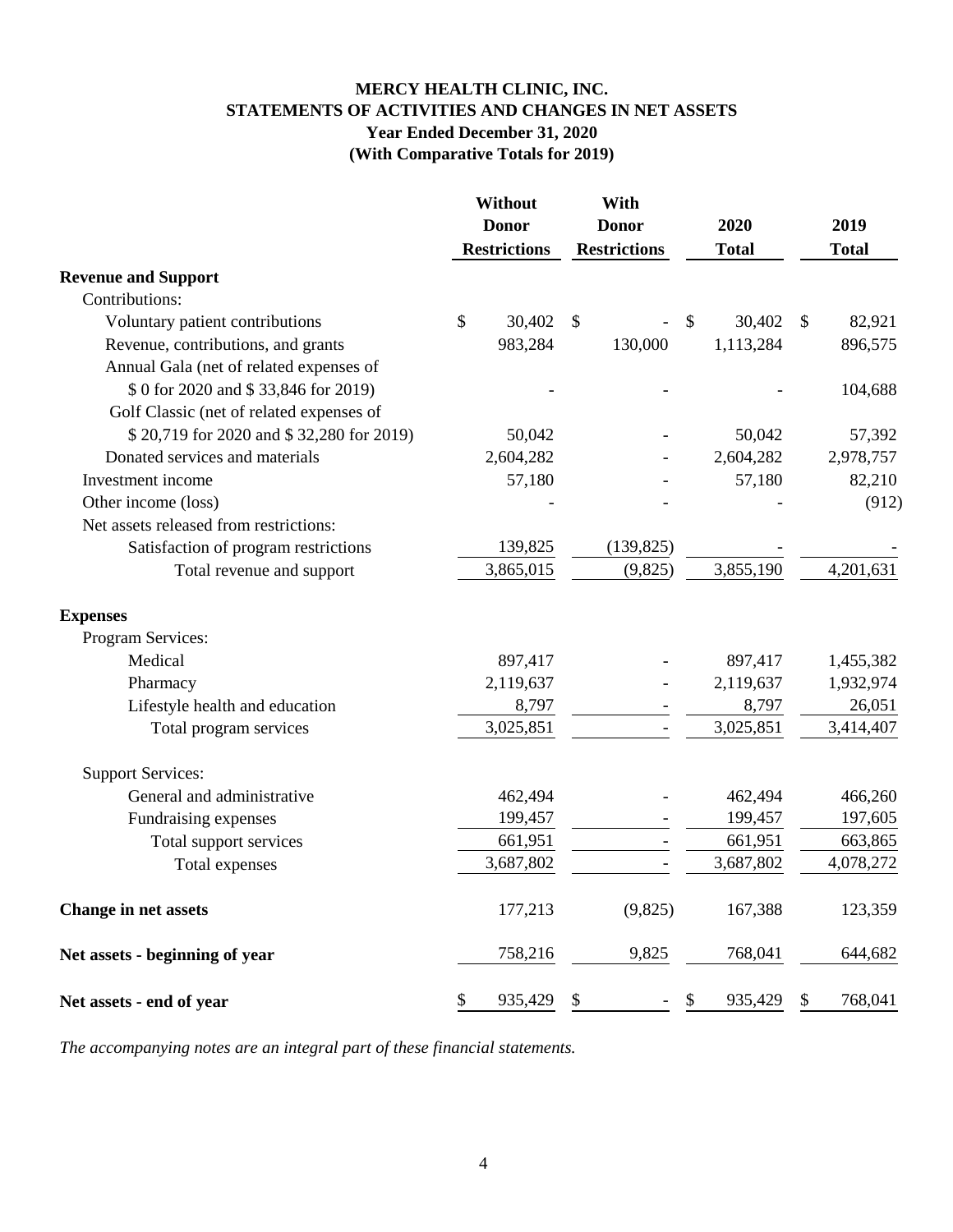# MERCY HEALTH CLINIC, INC.
## STATEMENTS OF ACTIVITIES AND CHANGES IN NET ASSETS
### Year Ended December 31, 2020
### (With Comparative Totals for 2019)

| | Without Donor Restrictions | With Donor Restrictions | 2020 Total | 2019 Total |
|---|---|---|---|---|
| **Revenue and Support** | | | | |
| Contributions: | | | | |
| Voluntary patient contributions | $ 30,402 | $ - | $ 30,402 | $ 82,921 |
| Revenue, contributions, and grants | 983,284 | 130,000 | 1,113,284 | 896,575 |
| Annual Gala (net of related expenses of $ 0 for 2020 and $ 33,846 for 2019) | - | - | - | 104,688 |
| Golf Classic (net of related expenses of $ 20,719 for 2020 and $ 32,280 for 2019) | 50,042 | - | 50,042 | 57,392 |
| Donated services and materials | 2,604,282 | - | 2,604,282 | 2,978,757 |
| Investment income | 57,180 | - | 57,180 | 82,210 |
| Other income (loss) | - | - | - | (912) |
| Net assets released from restrictions: | | | | |
| Satisfaction of program restrictions | 139,825 | (139,825) | - | - |
| Total revenue and support | 3,865,015 | (9,825) | 3,855,190 | 4,201,631 |
| **Expenses** | | | | |
| Program Services: | | | | |
| Medical | 897,417 | - | 897,417 | 1,455,382 |
| Pharmacy | 2,119,637 | - | 2,119,637 | 1,932,974 |
| Lifestyle health and education | 8,797 | - | 8,797 | 26,051 |
| Total program services | 3,025,851 | - | 3,025,851 | 3,414,407 |
| Support Services: | | | | |
| General and administrative | 462,494 | - | 462,494 | 466,260 |
| Fundraising expenses | 199,457 | - | 199,457 | 197,605 |
| Total support services | 661,951 | - | 661,951 | 663,865 |
| Total expenses | 3,687,802 | - | 3,687,802 | 4,078,272 |
| **Change in net assets** | 177,213 | (9,825) | 167,388 | 123,359 |
| **Net assets - beginning of year** | 758,216 | 9,825 | 768,041 | 644,682 |
| **Net assets - end of year** | $ 935,429 | $ - | $ 935,429 | $ 768,041 |

*The accompanying notes are an integral part of these financial statements.*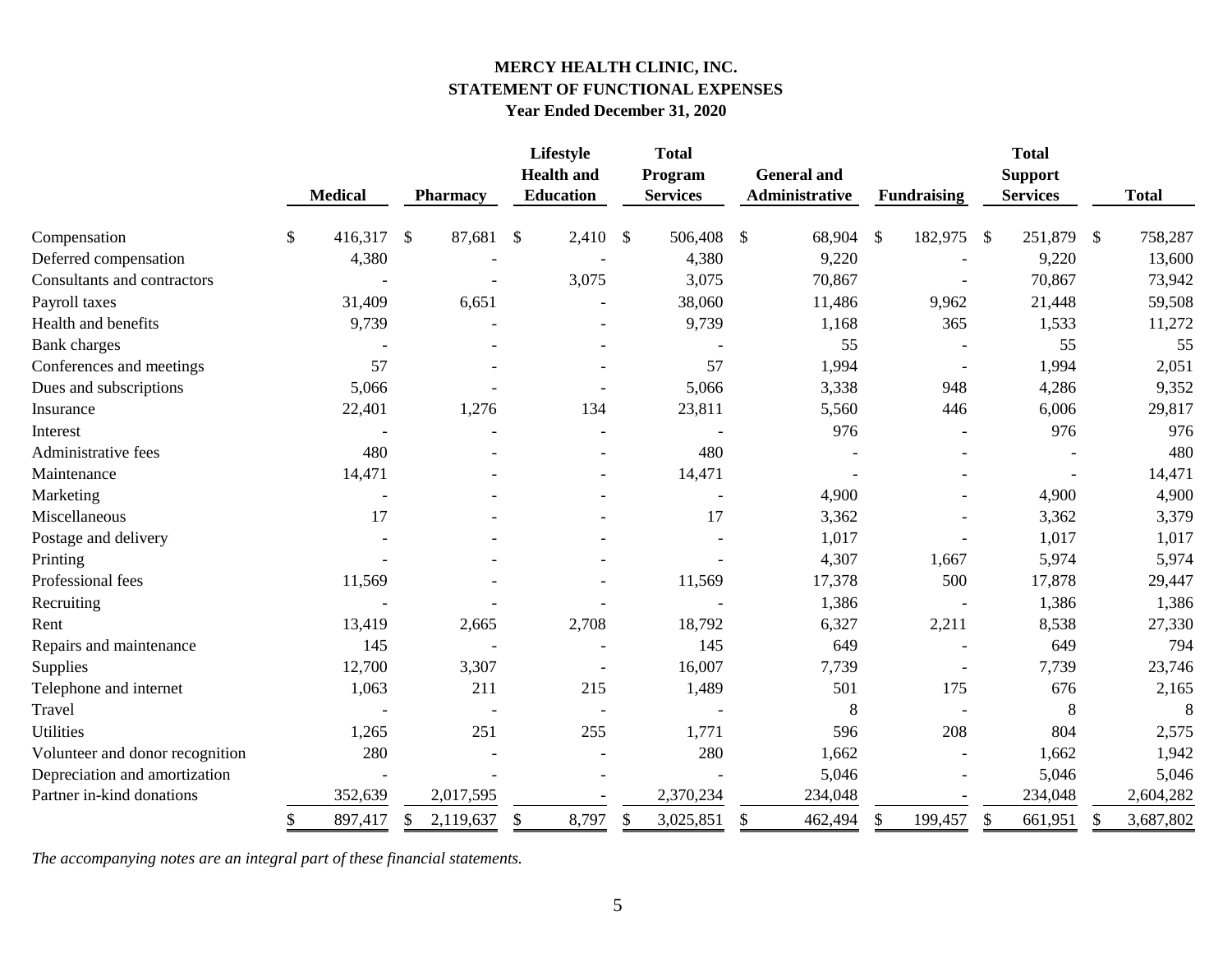**MERCY HEALTH CLINIC, INC.**
**STATEMENT OF FUNCTIONAL EXPENSES**
**Year Ended December 31, 2020**

| | Medical | Pharmacy | Lifestyle Health and Education | Total Program Services | General and Administrative | Fundraising | Total Support Services | Total |
|---|---|---|---|---|---|---|---|---|
| Compensation | $ 416,317 | $ 87,681 | $ 2,410 | $ 506,408 | $ 68,904 | $ 182,975 | $ 251,879 | $ 758,287 |
| Deferred compensation | 4,380 | - | - | 4,380 | 9,220 | - | 9,220 | 13,600 |
| Consultants and contractors | - | - | 3,075 | 3,075 | 70,867 | - | 70,867 | 73,942 |
| Payroll taxes | 31,409 | 6,651 | - | 38,060 | 11,486 | 9,962 | 21,448 | 59,508 |
| Health and benefits | 9,739 | - | - | 9,739 | 1,168 | 365 | 1,533 | 11,272 |
| Bank charges | - | - | - | - | 55 | - | 55 | 55 |
| Conferences and meetings | 57 | - | - | 57 | 1,994 | - | 1,994 | 2,051 |
| Dues and subscriptions | 5,066 | - | - | 5,066 | 3,338 | 948 | 4,286 | 9,352 |
| Insurance | 22,401 | 1,276 | 134 | 23,811 | 5,560 | 446 | 6,006 | 29,817 |
| Interest | - | - | - | - | 976 | - | 976 | 976 |
| Administrative fees | 480 | - | - | 480 | - | - | - | 480 |
| Maintenance | 14,471 | - | - | 14,471 | - | - | - | 14,471 |
| Marketing | - | - | - | - | 4,900 | - | 4,900 | 4,900 |
| Miscellaneous | 17 | - | - | 17 | 3,362 | - | 3,362 | 3,379 |
| Postage and delivery | - | - | - | - | 1,017 | - | 1,017 | 1,017 |
| Printing | - | - | - | - | 4,307 | 1,667 | 5,974 | 5,974 |
| Professional fees | 11,569 | - | - | 11,569 | 17,378 | 500 | 17,878 | 29,447 |
| Recruiting | - | - | - | - | 1,386 | - | 1,386 | 1,386 |
| Rent | 13,419 | 2,665 | 2,708 | 18,792 | 6,327 | 2,211 | 8,538 | 27,330 |
| Repairs and maintenance | 145 | - | - | 145 | 649 | - | 649 | 794 |
| Supplies | 12,700 | 3,307 | - | 16,007 | 7,739 | - | 7,739 | 23,746 |
| Telephone and internet | 1,063 | 211 | 215 | 1,489 | 501 | 175 | 676 | 2,165 |
| Travel | - | - | - | - | 8 | - | 8 | 8 |
| Utilities | 1,265 | 251 | 255 | 1,771 | 596 | 208 | 804 | 2,575 |
| Volunteer and donor recognition | 280 | - | - | 280 | 1,662 | - | 1,662 | 1,942 |
| Depreciation and amortization | - | - | - | - | 5,046 | - | 5,046 | 5,046 |
| Partner in-kind donations | 352,639 | 2,017,595 | - | 2,370,234 | 234,048 | - | 234,048 | 2,604,282 |
| | $ 897,417 | $ 2,119,637 | $ 8,797 | $ 3,025,851 | $ 462,494 | $ 199,457 | $ 661,951 | $ 3,687,802 |

*The accompanying notes are an integral part of these financial statements.*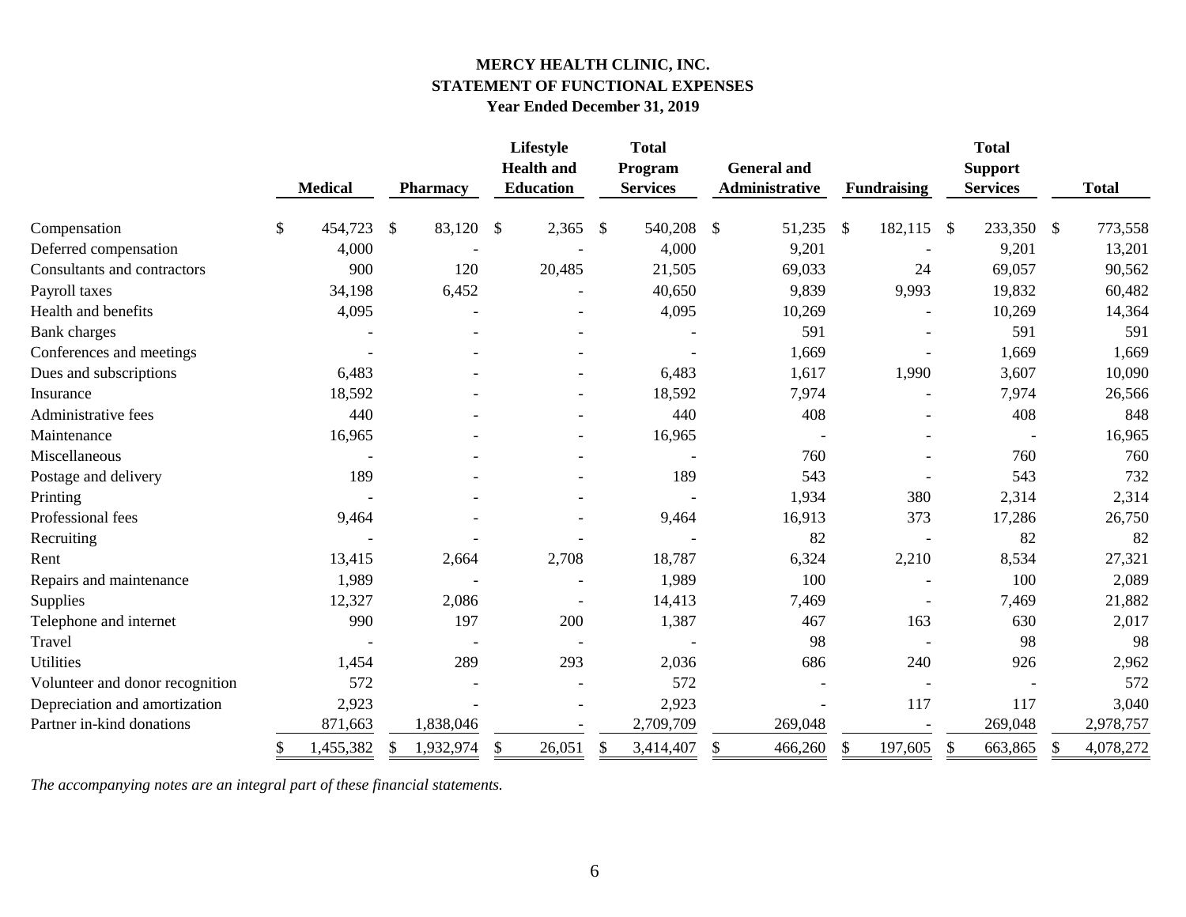**MERCY HEALTH CLINIC, INC.**
**STATEMENT OF FUNCTIONAL EXPENSES**
**Year Ended December 31, 2019**

| | Medical | Pharmacy | Lifestyle Health and Education | Total Program Services | General and Administrative | Fundraising | Total Support Services | Total |
|---|---|---|---|---|---|---|---|---|
| Compensation | $ 454,723 | $ 83,120 | $ 2,365 | $ 540,208 | $ 51,235 | $ 182,115 | $ 233,350 | $ 773,558 |
| Deferred compensation | 4,000 | - | - | 4,000 | 9,201 | - | 9,201 | 13,201 |
| Consultants and contractors | 900 | 120 | 20,485 | 21,505 | 69,033 | 24 | 69,057 | 90,562 |
| Payroll taxes | 34,198 | 6,452 | - | 40,650 | 9,839 | 9,993 | 19,832 | 60,482 |
| Health and benefits | 4,095 | - | - | 4,095 | 10,269 | - | 10,269 | 14,364 |
| Bank charges | - | - | - | - | 591 | - | 591 | 591 |
| Conferences and meetings | - | - | - | - | 1,669 | - | 1,669 | 1,669 |
| Dues and subscriptions | 6,483 | - | - | 6,483 | 1,617 | 1,990 | 3,607 | 10,090 |
| Insurance | 18,592 | - | - | 18,592 | 7,974 | - | 7,974 | 26,566 |
| Administrative fees | 440 | - | - | 440 | 408 | - | 408 | 848 |
| Maintenance | 16,965 | - | - | 16,965 | - | - | - | 16,965 |
| Miscellaneous | - | - | - | - | 760 | - | 760 | 760 |
| Postage and delivery | 189 | - | - | 189 | 543 | - | 543 | 732 |
| Printing | - | - | - | - | 1,934 | 380 | 2,314 | 2,314 |
| Professional fees | 9,464 | - | - | 9,464 | 16,913 | 373 | 17,286 | 26,750 |
| Recruiting | - | - | - | - | 82 | - | 82 | 82 |
| Rent | 13,415 | 2,664 | 2,708 | 18,787 | 6,324 | 2,210 | 8,534 | 27,321 |
| Repairs and maintenance | 1,989 | - | - | 1,989 | 100 | - | 100 | 2,089 |
| Supplies | 12,327 | 2,086 | - | 14,413 | 7,469 | - | 7,469 | 21,882 |
| Telephone and internet | 990 | 197 | 200 | 1,387 | 467 | 163 | 630 | 2,017 |
| Travel | - | - | - | - | 98 | - | 98 | 98 |
| Utilities | 1,454 | 289 | 293 | 2,036 | 686 | 240 | 926 | 2,962 |
| Volunteer and donor recognition | 572 | - | - | 572 | - | - | - | 572 |
| Depreciation and amortization | 2,923 | - | - | 2,923 | - | 117 | 117 | 3,040 |
| Partner in-kind donations | 871,663 | 1,838,046 | - | 2,709,709 | 269,048 | - | 269,048 | 2,978,757 |
| | $ 1,455,382 | $ 1,932,974 | $ 26,051 | $ 3,414,407 | $ 466,260 | $ 197,605 | $ 663,865 | $ 4,078,272 |

*The accompanying notes are an integral part of these financial statements.*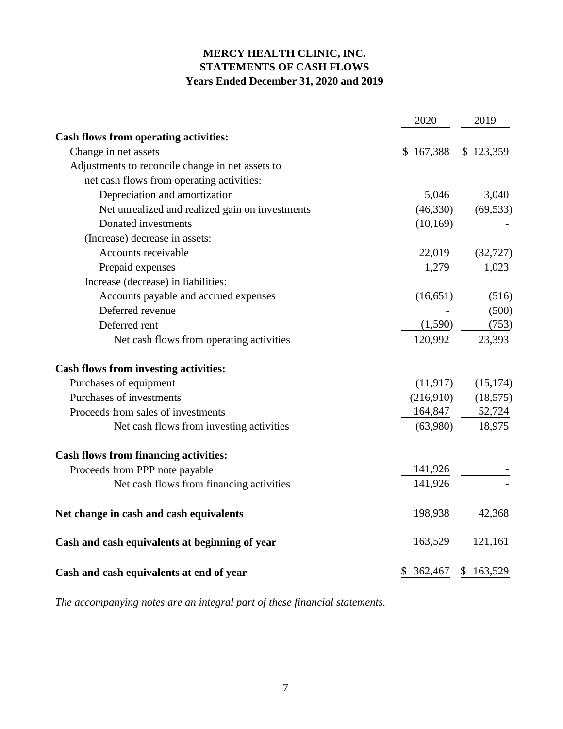# MERCY HEALTH CLINIC, INC.
## STATEMENTS OF CASH FLOWS
### Years Ended December 31, 2020 and 2019

| | 2020 | 2019 |
|---|---|---|
| **Cash flows from operating activities:** | | |
| Change in net assets | $ 167,388 | $ 123,359 |
| Adjustments to reconcile change in net assets to | | |
| net cash flows from operating activities: | | |
| Depreciation and amortization | 5,046 | 3,040 |
| Net unrealized and realized gain on investments | (46,330) | (69,533) |
| Donated investments | (10,169) | - |
| (Increase) decrease in assets: | | |
| Accounts receivable | 22,019 | (32,727) |
| Prepaid expenses | 1,279 | 1,023 |
| Increase (decrease) in liabilities: | | |
| Accounts payable and accrued expenses | (16,651) | (516) |
| Deferred revenue | - | (500) |
| Deferred rent | (1,590) | (753) |
| Net cash flows from operating activities | 120,992 | 23,393 |
| **Cash flows from investing activities:** | | |
| Purchases of equipment | (11,917) | (15,174) |
| Purchases of investments | (216,910) | (18,575) |
| Proceeds from sales of investments | 164,847 | 52,724 |
| Net cash flows from investing activities | (63,980) | 18,975 |
| **Cash flows from financing activities:** | | |
| Proceeds from PPP note payable | 141,926 | - |
| Net cash flows from financing activities | 141,926 | - |
| **Net change in cash and cash equivalents** | 198,938 | 42,368 |
| **Cash and cash equivalents at beginning of year** | 163,529 | 121,161 |
| **Cash and cash equivalents at end of year** | $ 362,467 | $ 163,529 |

*The accompanying notes are an integral part of these financial statements.*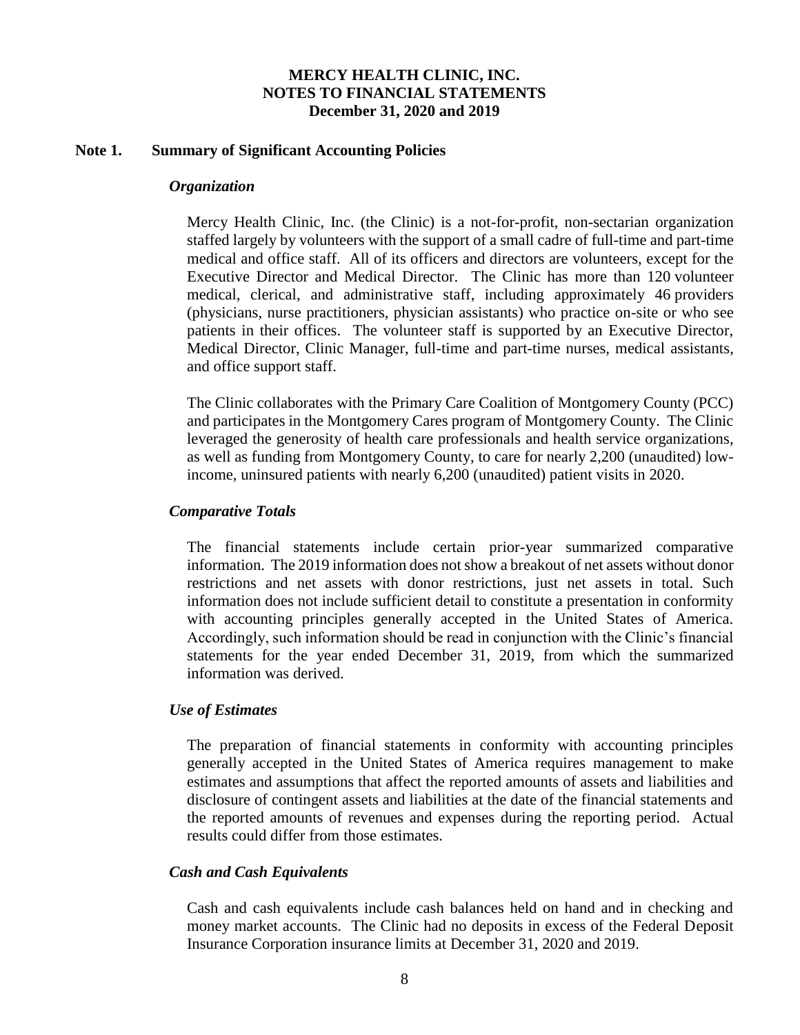**MERCY HEALTH CLINIC, INC.**
**NOTES TO FINANCIAL STATEMENTS**
**December 31, 2020 and 2019**

## Note 1. Summary of Significant Accounting Policies

### *Organization*

Mercy Health Clinic, Inc. (the Clinic) is a not-for-profit, non-sectarian organization staffed largely by volunteers with the support of a small cadre of full-time and part-time medical and office staff. All of its officers and directors are volunteers, except for the Executive Director and Medical Director. The Clinic has more than 120 volunteer medical, clerical, and administrative staff, including approximately 46 providers (physicians, nurse practitioners, physician assistants) who practice on-site or who see patients in their offices. The volunteer staff is supported by an Executive Director, Medical Director, Clinic Manager, full-time and part-time nurses, medical assistants, and office support staff.

The Clinic collaborates with the Primary Care Coalition of Montgomery County (PCC) and participates in the Montgomery Cares program of Montgomery County. The Clinic leveraged the generosity of health care professionals and health service organizations, as well as funding from Montgomery County, to care for nearly 2,200 (unaudited) low-income, uninsured patients with nearly 6,200 (unaudited) patient visits in 2020.

### *Comparative Totals*

The financial statements include certain prior-year summarized comparative information. The 2019 information does not show a breakout of net assets without donor restrictions and net assets with donor restrictions, just net assets in total. Such information does not include sufficient detail to constitute a presentation in conformity with accounting principles generally accepted in the United States of America. Accordingly, such information should be read in conjunction with the Clinic's financial statements for the year ended December 31, 2019, from which the summarized information was derived.

### *Use of Estimates*

The preparation of financial statements in conformity with accounting principles generally accepted in the United States of America requires management to make estimates and assumptions that affect the reported amounts of assets and liabilities and disclosure of contingent assets and liabilities at the date of the financial statements and the reported amounts of revenues and expenses during the reporting period. Actual results could differ from those estimates.

### *Cash and Cash Equivalents*

Cash and cash equivalents include cash balances held on hand and in checking and money market accounts. The Clinic had no deposits in excess of the Federal Deposit Insurance Corporation insurance limits at December 31, 2020 and 2019.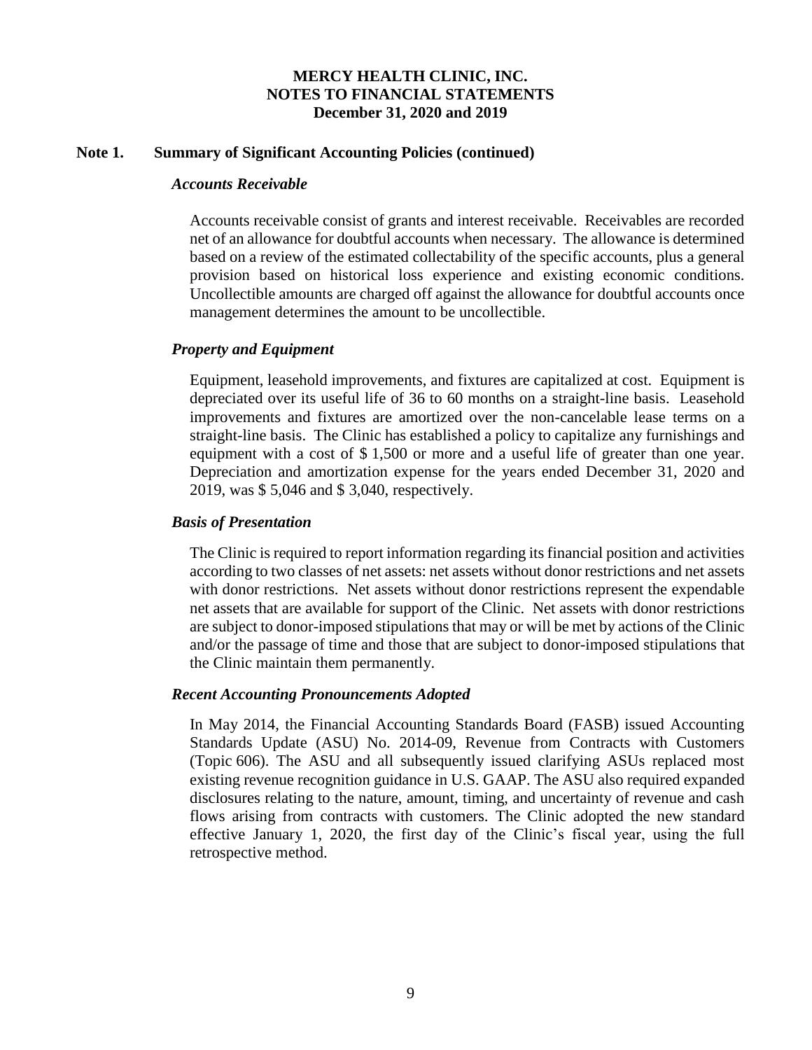# MERCY HEALTH CLINIC, INC.
## NOTES TO FINANCIAL STATEMENTS
### December 31, 2020 and 2019

**Note 1. Summary of Significant Accounting Policies (continued)**

***Accounts Receivable***

Accounts receivable consist of grants and interest receivable. Receivables are recorded net of an allowance for doubtful accounts when necessary. The allowance is determined based on a review of the estimated collectability of the specific accounts, plus a general provision based on historical loss experience and existing economic conditions. Uncollectible amounts are charged off against the allowance for doubtful accounts once management determines the amount to be uncollectible.

***Property and Equipment***

Equipment, leasehold improvements, and fixtures are capitalized at cost. Equipment is depreciated over its useful life of 36 to 60 months on a straight-line basis. Leasehold improvements and fixtures are amortized over the non-cancelable lease terms on a straight-line basis. The Clinic has established a policy to capitalize any furnishings and equipment with a cost of $ 1,500 or more and a useful life of greater than one year. Depreciation and amortization expense for the years ended December 31, 2020 and 2019, was $ 5,046 and $ 3,040, respectively.

***Basis of Presentation***

The Clinic is required to report information regarding its financial position and activities according to two classes of net assets: net assets without donor restrictions and net assets with donor restrictions. Net assets without donor restrictions represent the expendable net assets that are available for support of the Clinic. Net assets with donor restrictions are subject to donor-imposed stipulations that may or will be met by actions of the Clinic and/or the passage of time and those that are subject to donor-imposed stipulations that the Clinic maintain them permanently.

***Recent Accounting Pronouncements Adopted***

In May 2014, the Financial Accounting Standards Board (FASB) issued Accounting Standards Update (ASU) No. 2014-09, Revenue from Contracts with Customers (Topic 606). The ASU and all subsequently issued clarifying ASUs replaced most existing revenue recognition guidance in U.S. GAAP. The ASU also required expanded disclosures relating to the nature, amount, timing, and uncertainty of revenue and cash flows arising from contracts with customers. The Clinic adopted the new standard effective January 1, 2020, the first day of the Clinic's fiscal year, using the full retrospective method.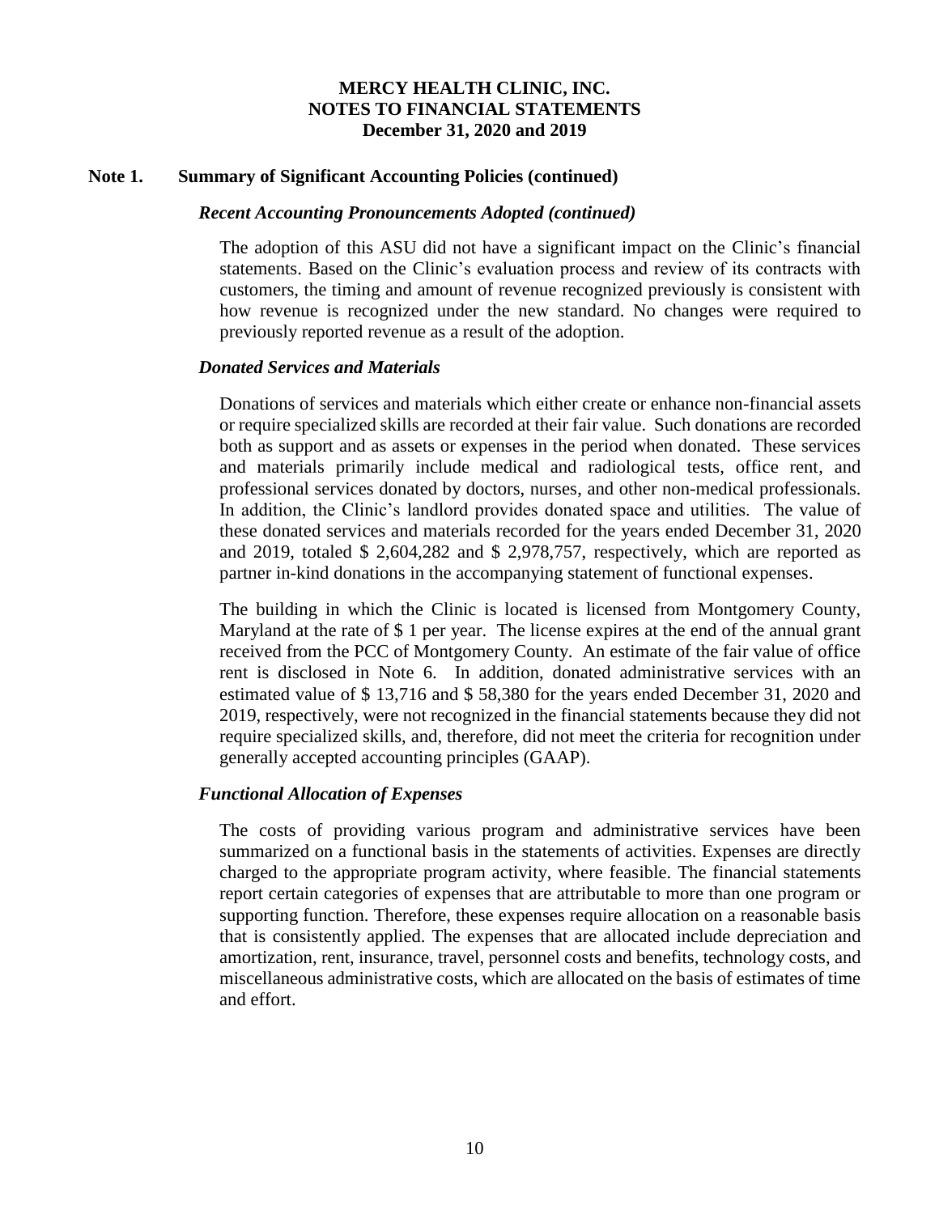**MERCY HEALTH CLINIC, INC.**
**NOTES TO FINANCIAL STATEMENTS**
**December 31, 2020 and 2019**

## Note 1. Summary of Significant Accounting Policies (continued)

### *Recent Accounting Pronouncements Adopted (continued)*

The adoption of this ASU did not have a significant impact on the Clinic's financial statements. Based on the Clinic's evaluation process and review of its contracts with customers, the timing and amount of revenue recognized previously is consistent with how revenue is recognized under the new standard. No changes were required to previously reported revenue as a result of the adoption.

### *Donated Services and Materials*

Donations of services and materials which either create or enhance non-financial assets or require specialized skills are recorded at their fair value. Such donations are recorded both as support and as assets or expenses in the period when donated. These services and materials primarily include medical and radiological tests, office rent, and professional services donated by doctors, nurses, and other non-medical professionals. In addition, the Clinic's landlord provides donated space and utilities. The value of these donated services and materials recorded for the years ended December 31, 2020 and 2019, totaled $ 2,604,282 and $ 2,978,757, respectively, which are reported as partner in-kind donations in the accompanying statement of functional expenses.

The building in which the Clinic is located is licensed from Montgomery County, Maryland at the rate of $ 1 per year. The license expires at the end of the annual grant received from the PCC of Montgomery County. An estimate of the fair value of office rent is disclosed in Note 6. In addition, donated administrative services with an estimated value of $ 13,716 and $ 58,380 for the years ended December 31, 2020 and 2019, respectively, were not recognized in the financial statements because they did not require specialized skills, and, therefore, did not meet the criteria for recognition under generally accepted accounting principles (GAAP).

### *Functional Allocation of Expenses*

The costs of providing various program and administrative services have been summarized on a functional basis in the statements of activities. Expenses are directly charged to the appropriate program activity, where feasible. The financial statements report certain categories of expenses that are attributable to more than one program or supporting function. Therefore, these expenses require allocation on a reasonable basis that is consistently applied. The expenses that are allocated include depreciation and amortization, rent, insurance, travel, personnel costs and benefits, technology costs, and miscellaneous administrative costs, which are allocated on the basis of estimates of time and effort.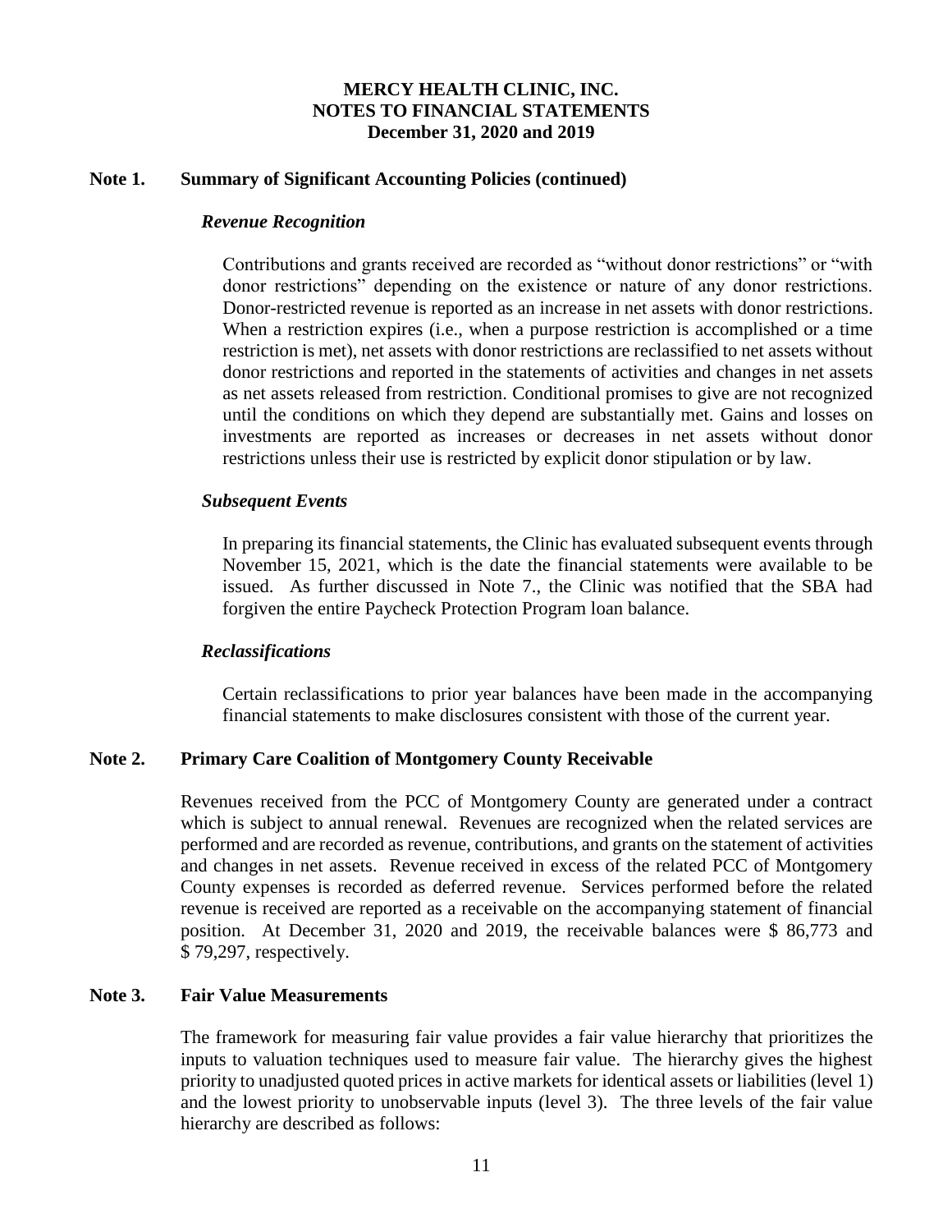## Note 1. Summary of Significant Accounting Policies (continued)

### *Revenue Recognition*

Contributions and grants received are recorded as "without donor restrictions" or "with donor restrictions" depending on the existence or nature of any donor restrictions. Donor-restricted revenue is reported as an increase in net assets with donor restrictions. When a restriction expires (i.e., when a purpose restriction is accomplished or a time restriction is met), net assets with donor restrictions are reclassified to net assets without donor restrictions and reported in the statements of activities and changes in net assets as net assets released from restriction. Conditional promises to give are not recognized until the conditions on which they depend are substantially met. Gains and losses on investments are reported as increases or decreases in net assets without donor restrictions unless their use is restricted by explicit donor stipulation or by law.

### *Subsequent Events*

In preparing its financial statements, the Clinic has evaluated subsequent events through November 15, 2021, which is the date the financial statements were available to be issued. As further discussed in Note 7., the Clinic was notified that the SBA had forgiven the entire Paycheck Protection Program loan balance.

### *Reclassifications*

Certain reclassifications to prior year balances have been made in the accompanying financial statements to make disclosures consistent with those of the current year.

## Note 2. Primary Care Coalition of Montgomery County Receivable

Revenues received from the PCC of Montgomery County are generated under a contract which is subject to annual renewal. Revenues are recognized when the related services are performed and are recorded as revenue, contributions, and grants on the statement of activities and changes in net assets. Revenue received in excess of the related PCC of Montgomery County expenses is recorded as deferred revenue. Services performed before the related revenue is received are reported as a receivable on the accompanying statement of financial position. At December 31, 2020 and 2019, the receivable balances were \$ 86,773 and \$ 79,297, respectively.

## Note 3. Fair Value Measurements

The framework for measuring fair value provides a fair value hierarchy that prioritizes the inputs to valuation techniques used to measure fair value. The hierarchy gives the highest priority to unadjusted quoted prices in active markets for identical assets or liabilities (level 1) and the lowest priority to unobservable inputs (level 3). The three levels of the fair value hierarchy are described as follows: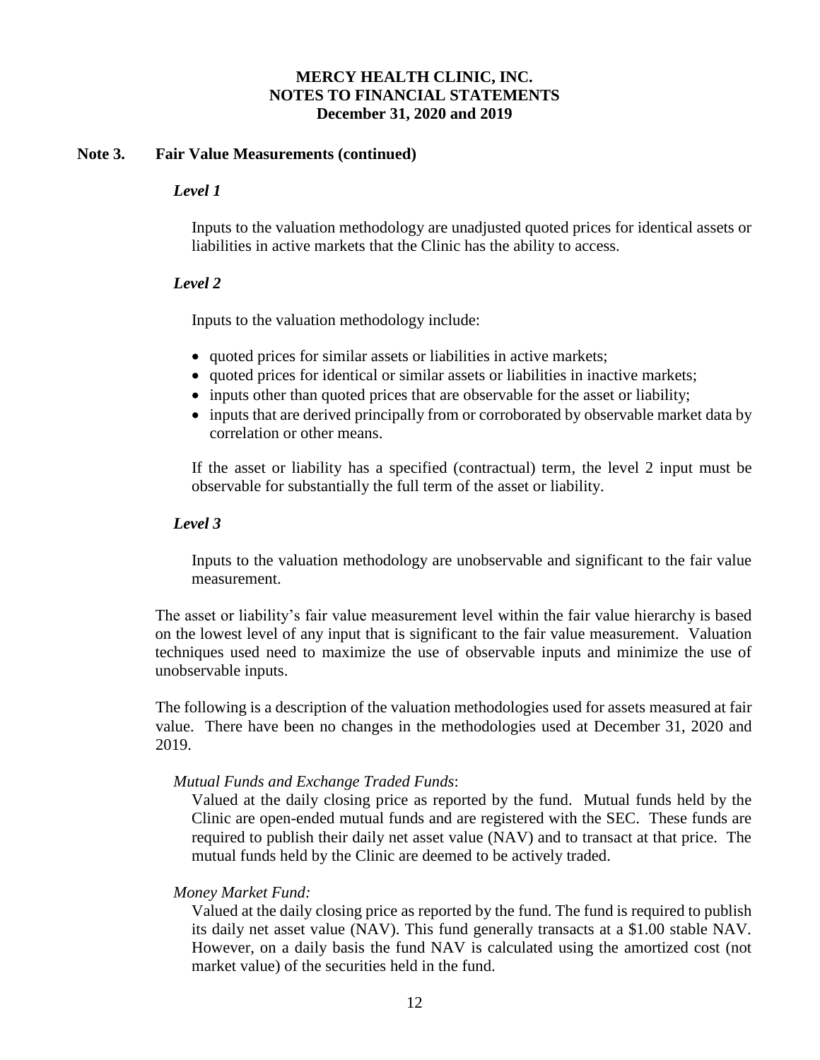# MERCY HEALTH CLINIC, INC.
## NOTES TO FINANCIAL STATEMENTS
### December 31, 2020 and 2019

**Note 3. Fair Value Measurements (continued)**

***Level 1***

Inputs to the valuation methodology are unadjusted quoted prices for identical assets or liabilities in active markets that the Clinic has the ability to access.

***Level 2***

Inputs to the valuation methodology include:

- quoted prices for similar assets or liabilities in active markets;
- quoted prices for identical or similar assets or liabilities in inactive markets;
- inputs other than quoted prices that are observable for the asset or liability;
- inputs that are derived principally from or corroborated by observable market data by correlation or other means.

If the asset or liability has a specified (contractual) term, the level 2 input must be observable for substantially the full term of the asset or liability.

***Level 3***

Inputs to the valuation methodology are unobservable and significant to the fair value measurement.

The asset or liability's fair value measurement level within the fair value hierarchy is based on the lowest level of any input that is significant to the fair value measurement. Valuation techniques used need to maximize the use of observable inputs and minimize the use of unobservable inputs.

The following is a description of the valuation methodologies used for assets measured at fair value. There have been no changes in the methodologies used at December 31, 2020 and 2019.

*Mutual Funds and Exchange Traded Funds*:
Valued at the daily closing price as reported by the fund. Mutual funds held by the Clinic are open-ended mutual funds and are registered with the SEC. These funds are required to publish their daily net asset value (NAV) and to transact at that price. The mutual funds held by the Clinic are deemed to be actively traded.

*Money Market Fund:*
Valued at the daily closing price as reported by the fund. The fund is required to publish its daily net asset value (NAV). This fund generally transacts at a $1.00 stable NAV. However, on a daily basis the fund NAV is calculated using the amortized cost (not market value) of the securities held in the fund.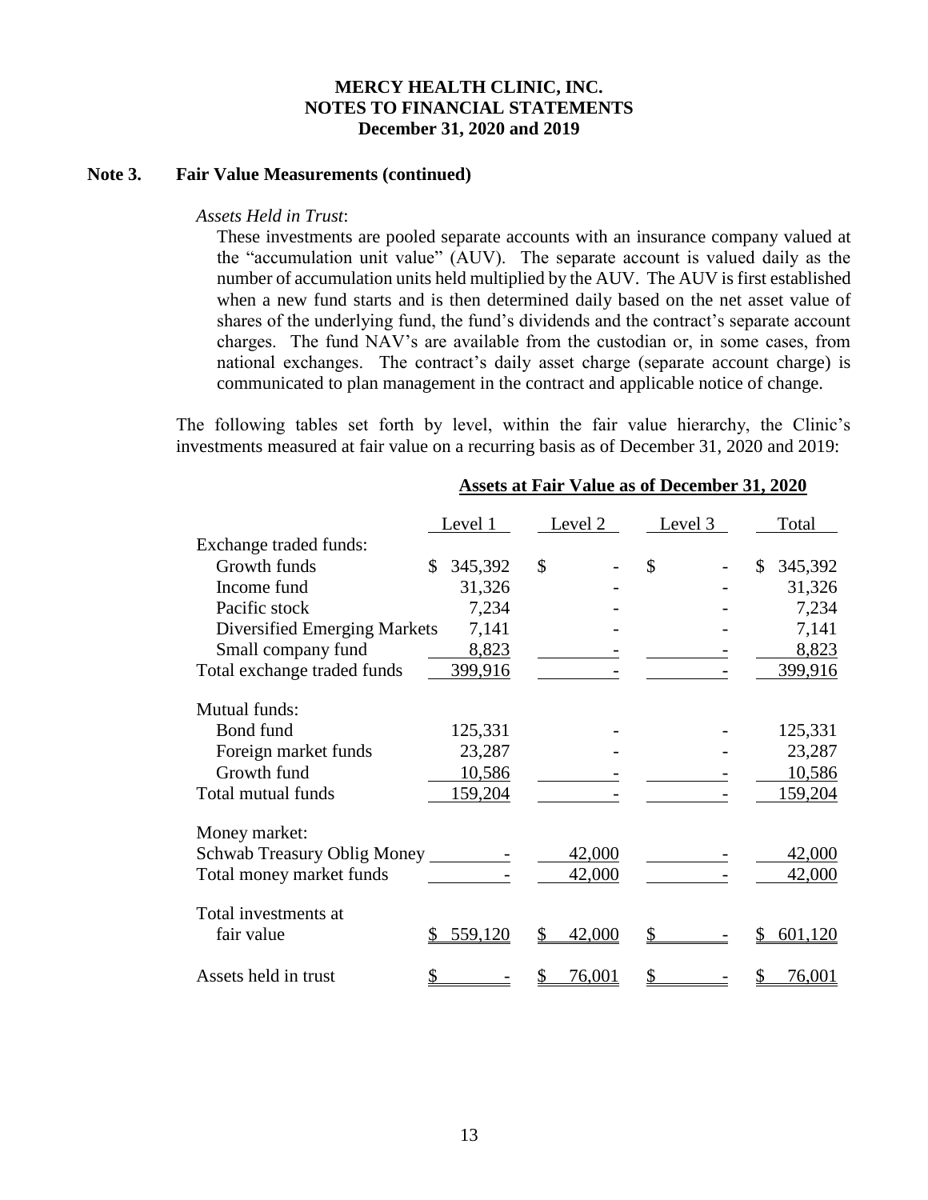**MERCY HEALTH CLINIC, INC.**
**NOTES TO FINANCIAL STATEMENTS**
**December 31, 2020 and 2019**

## Note 3. Fair Value Measurements (continued)

*Assets Held in Trust*:

These investments are pooled separate accounts with an insurance company valued at the "accumulation unit value" (AUV). The separate account is valued daily as the number of accumulation units held multiplied by the AUV. The AUV is first established when a new fund starts and is then determined daily based on the net asset value of shares of the underlying fund, the fund's dividends and the contract's separate account charges. The fund NAV's are available from the custodian or, in some cases, from national exchanges. The contract's daily asset charge (separate account charge) is communicated to plan management in the contract and applicable notice of change.

The following tables set forth by level, within the fair value hierarchy, the Clinic's investments measured at fair value on a recurring basis as of December 31, 2020 and 2019:

**Assets at Fair Value as of December 31, 2020**

| | Level 1 | Level 2 | Level 3 | Total |
|---|---|---|---|---|
| Exchange traded funds: | | | | |
| Growth funds | $ 345,392 | $ - | $ - | $ 345,392 |
| Income fund | 31,326 | - | - | 31,326 |
| Pacific stock | 7,234 | - | - | 7,234 |
| Diversified Emerging Markets | 7,141 | - | - | 7,141 |
| Small company fund | 8,823 | - | - | 8,823 |
| Total exchange traded funds | 399,916 | - | - | 399,916 |
| Mutual funds: | | | | |
| Bond fund | 125,331 | - | - | 125,331 |
| Foreign market funds | 23,287 | - | - | 23,287 |
| Growth fund | 10,586 | - | - | 10,586 |
| Total mutual funds | 159,204 | - | - | 159,204 |
| Money market: | | | | |
| Schwab Treasury Oblig Money | - | 42,000 | - | 42,000 |
| Total money market funds | - | 42,000 | - | 42,000 |
| Total investments at fair value | $ 559,120 | $ 42,000 | $ - | $ 601,120 |
| Assets held in trust | $ - | $ 76,001 | $ - | $ 76,001 |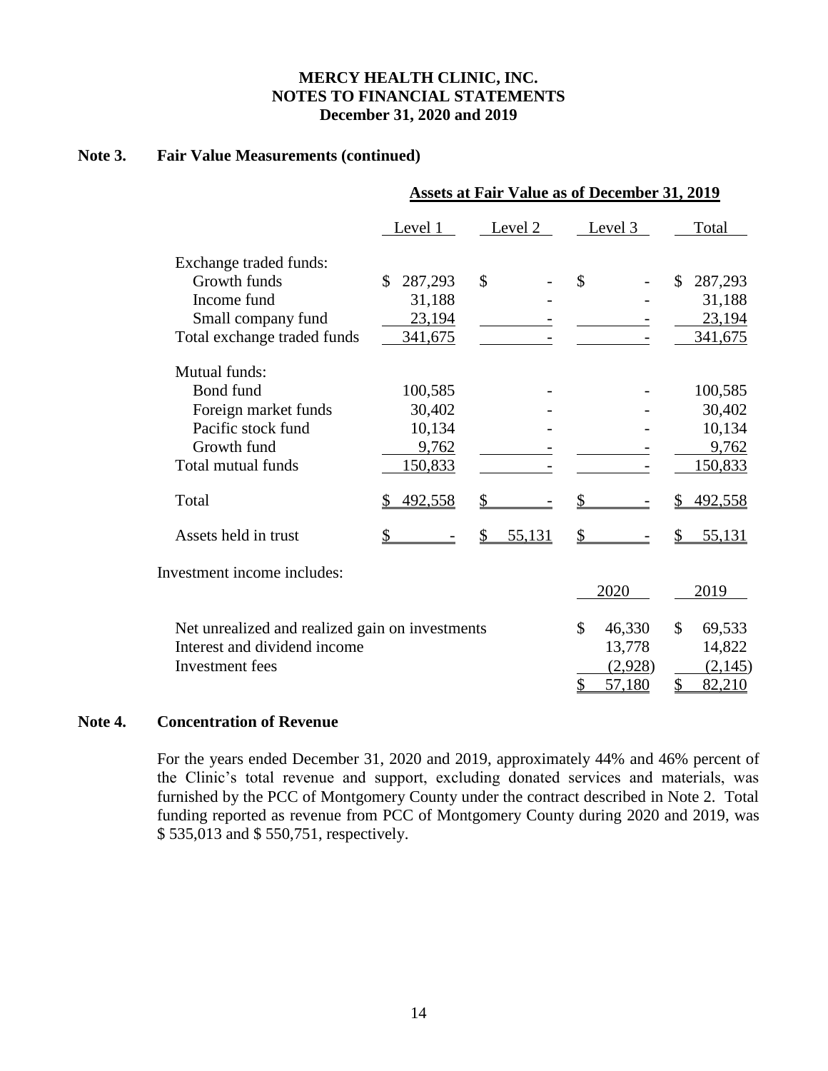# MERCY HEALTH CLINIC, INC.
## NOTES TO FINANCIAL STATEMENTS
### December 31, 2020 and 2019

**Note 3. Fair Value Measurements (continued)**

| | Assets at Fair Value as of December 31, 2019 | | | |
|---|---|---|---|---|
| | Level 1 | Level 2 | Level 3 | Total |
| Exchange traded funds: | | | | |
| Growth funds | $ 287,293 | $ - | $ - | $ 287,293 |
| Income fund | 31,188 | - | - | 31,188 |
| Small company fund | 23,194 | - | - | 23,194 |
| Total exchange traded funds | 341,675 | - | - | 341,675 |
| Mutual funds: | | | | |
| Bond fund | 100,585 | - | - | 100,585 |
| Foreign market funds | 30,402 | - | - | 30,402 |
| Pacific stock fund | 10,134 | - | - | 10,134 |
| Growth fund | 9,762 | - | - | 9,762 |
| Total mutual funds | 150,833 | - | - | 150,833 |
| Total | $ 492,558 | $ - | $ - | $ 492,558 |
| Assets held in trust | $ - | $ 55,131 | $ - | $ 55,131 |

Investment income includes:

| | 2020 | 2019 |
|---|---|---|
| Net unrealized and realized gain on investments | $ 46,330 | $ 69,533 |
| Interest and dividend income | 13,778 | 14,822 |
| Investment fees | (2,928) | (2,145) |
| | $ 57,180 | $ 82,210 |

**Note 4. Concentration of Revenue**

For the years ended December 31, 2020 and 2019, approximately 44% and 46% percent of the Clinic's total revenue and support, excluding donated services and materials, was furnished by the PCC of Montgomery County under the contract described in Note 2. Total funding reported as revenue from PCC of Montgomery County during 2020 and 2019, was $ 535,013 and $ 550,751, respectively.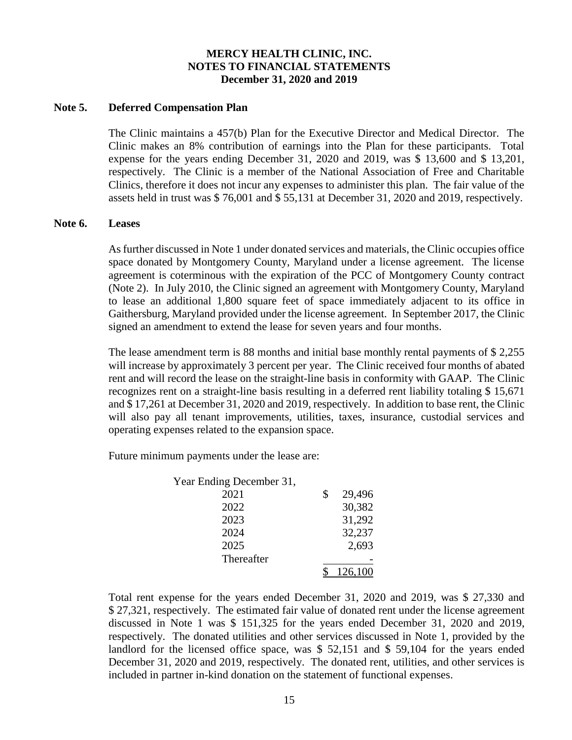# MERCY HEALTH CLINIC, INC.
## NOTES TO FINANCIAL STATEMENTS
### December 31, 2020 and 2019

**Note 5. Deferred Compensation Plan**

The Clinic maintains a 457(b) Plan for the Executive Director and Medical Director. The Clinic makes an 8% contribution of earnings into the Plan for these participants. Total expense for the years ending December 31, 2020 and 2019, was $ 13,600 and $ 13,201, respectively. The Clinic is a member of the National Association of Free and Charitable Clinics, therefore it does not incur any expenses to administer this plan. The fair value of the assets held in trust was $ 76,001 and $ 55,131 at December 31, 2020 and 2019, respectively.

**Note 6. Leases**

As further discussed in Note 1 under donated services and materials, the Clinic occupies office space donated by Montgomery County, Maryland under a license agreement. The license agreement is coterminous with the expiration of the PCC of Montgomery County contract (Note 2). In July 2010, the Clinic signed an agreement with Montgomery County, Maryland to lease an additional 1,800 square feet of space immediately adjacent to its office in Gaithersburg, Maryland provided under the license agreement. In September 2017, the Clinic signed an amendment to extend the lease for seven years and four months.

The lease amendment term is 88 months and initial base monthly rental payments of $ 2,255 will increase by approximately 3 percent per year. The Clinic received four months of abated rent and will record the lease on the straight-line basis in conformity with GAAP. The Clinic recognizes rent on a straight-line basis resulting in a deferred rent liability totaling $ 15,671 and $ 17,261 at December 31, 2020 and 2019, respectively. In addition to base rent, the Clinic will also pay all tenant improvements, utilities, taxes, insurance, custodial services and operating expenses related to the expansion space.

Future minimum payments under the lease are:

| Year Ending December 31, | |
|---|---|
| 2021 | $ 29,496 |
| 2022 | 30,382 |
| 2023 | 31,292 |
| 2024 | 32,237 |
| 2025 | 2,693 |
| Thereafter | - |
| | $ 126,100 |

Total rent expense for the years ended December 31, 2020 and 2019, was $ 27,330 and $ 27,321, respectively. The estimated fair value of donated rent under the license agreement discussed in Note 1 was $ 151,325 for the years ended December 31, 2020 and 2019, respectively. The donated utilities and other services discussed in Note 1, provided by the landlord for the licensed office space, was $ 52,151 and $ 59,104 for the years ended December 31, 2020 and 2019, respectively. The donated rent, utilities, and other services is included in partner in-kind donation on the statement of functional expenses.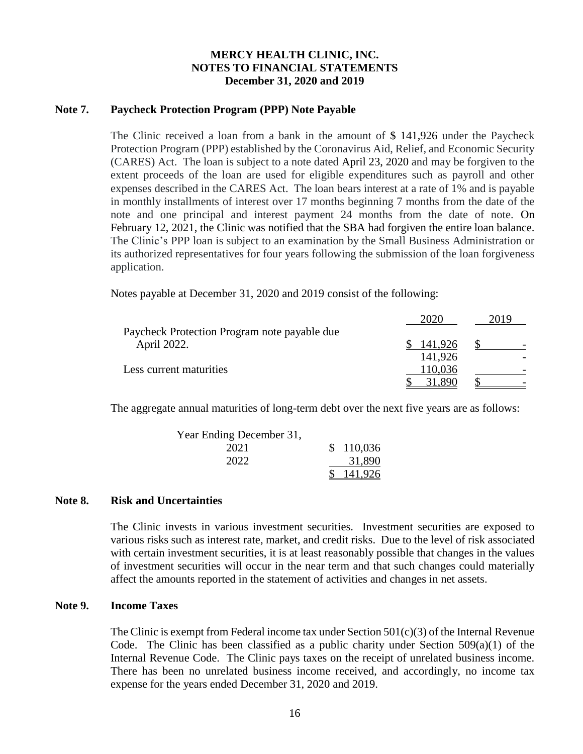# MERCY HEALTH CLINIC, INC.
## NOTES TO FINANCIAL STATEMENTS
### December 31, 2020 and 2019

**Note 7. Paycheck Protection Program (PPP) Note Payable**

The Clinic received a loan from a bank in the amount of $ 141,926 under the Paycheck Protection Program (PPP) established by the Coronavirus Aid, Relief, and Economic Security (CARES) Act. The loan is subject to a note dated April 23, 2020 and may be forgiven to the extent proceeds of the loan are used for eligible expenditures such as payroll and other expenses described in the CARES Act. The loan bears interest at a rate of 1% and is payable in monthly installments of interest over 17 months beginning 7 months from the date of the note and one principal and interest payment 24 months from the date of note. On February 12, 2021, the Clinic was notified that the SBA had forgiven the entire loan balance. The Clinic's PPP loan is subject to an examination by the Small Business Administration or its authorized representatives for four years following the submission of the loan forgiveness application.

Notes payable at December 31, 2020 and 2019 consist of the following:

| | 2020 | 2019 |
|---|---|---|
| Paycheck Protection Program note payable due April 2022. | $ 141,926 | $ - |
| | 141,926 | - |
| Less current maturities | 110,036 | - |
| | $ 31,890 | $ - |

The aggregate annual maturities of long-term debt over the next five years are as follows:

| Year Ending December 31, | |
|---|---|
| 2021 | $ 110,036 |
| 2022 | 31,890 |
| | $ 141,926 |

**Note 8. Risk and Uncertainties**

The Clinic invests in various investment securities. Investment securities are exposed to various risks such as interest rate, market, and credit risks. Due to the level of risk associated with certain investment securities, it is at least reasonably possible that changes in the values of investment securities will occur in the near term and that such changes could materially affect the amounts reported in the statement of activities and changes in net assets.

**Note 9. Income Taxes**

The Clinic is exempt from Federal income tax under Section 501(c)(3) of the Internal Revenue Code. The Clinic has been classified as a public charity under Section 509(a)(1) of the Internal Revenue Code. The Clinic pays taxes on the receipt of unrelated business income. There has been no unrelated business income received, and accordingly, no income tax expense for the years ended December 31, 2020 and 2019.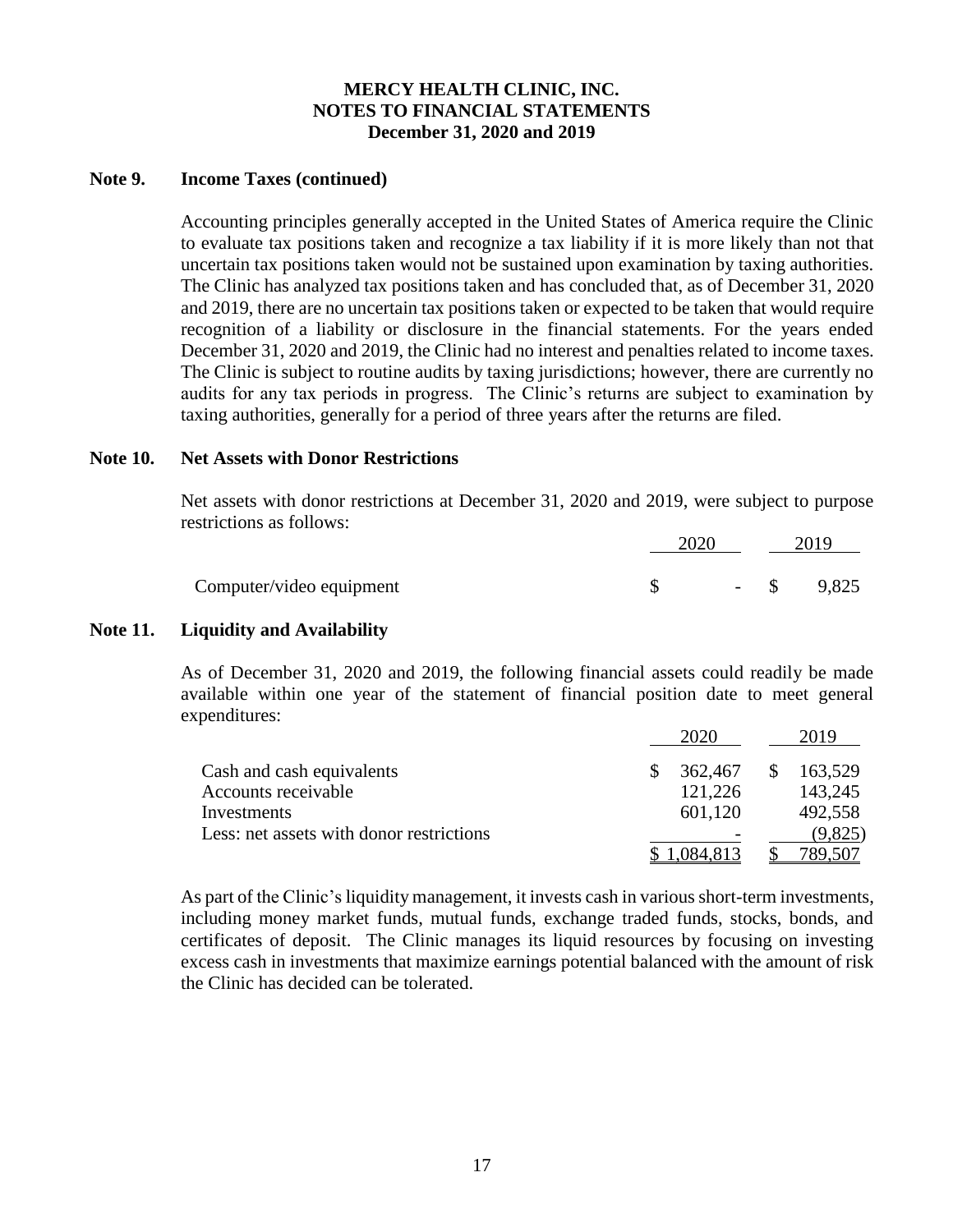## Note 9. Income Taxes (continued)

Accounting principles generally accepted in the United States of America require the Clinic to evaluate tax positions taken and recognize a tax liability if it is more likely than not that uncertain tax positions taken would not be sustained upon examination by taxing authorities. The Clinic has analyzed tax positions taken and has concluded that, as of December 31, 2020 and 2019, there are no uncertain tax positions taken or expected to be taken that would require recognition of a liability or disclosure in the financial statements. For the years ended December 31, 2020 and 2019, the Clinic had no interest and penalties related to income taxes. The Clinic is subject to routine audits by taxing jurisdictions; however, there are currently no audits for any tax periods in progress. The Clinic's returns are subject to examination by taxing authorities, generally for a period of three years after the returns are filed.

## Note 10. Net Assets with Donor Restrictions

Net assets with donor restrictions at December 31, 2020 and 2019, were subject to purpose restrictions as follows:

| | 2020 | 2019 |
|---|---|---|
| Computer/video equipment | $ - | $ 9,825 |

## Note 11. Liquidity and Availability

As of December 31, 2020 and 2019, the following financial assets could readily be made available within one year of the statement of financial position date to meet general expenditures:

| | 2020 | 2019 |
|---|---|---|
| Cash and cash equivalents | $ 362,467 | $ 163,529 |
| Accounts receivable | 121,226 | 143,245 |
| Investments | 601,120 | 492,558 |
| Less: net assets with donor restrictions | - | (9,825) |
| | $ 1,084,813 | $ 789,507 |

As part of the Clinic's liquidity management, it invests cash in various short-term investments, including money market funds, mutual funds, exchange traded funds, stocks, bonds, and certificates of deposit. The Clinic manages its liquid resources by focusing on investing excess cash in investments that maximize earnings potential balanced with the amount of risk the Clinic has decided can be tolerated.